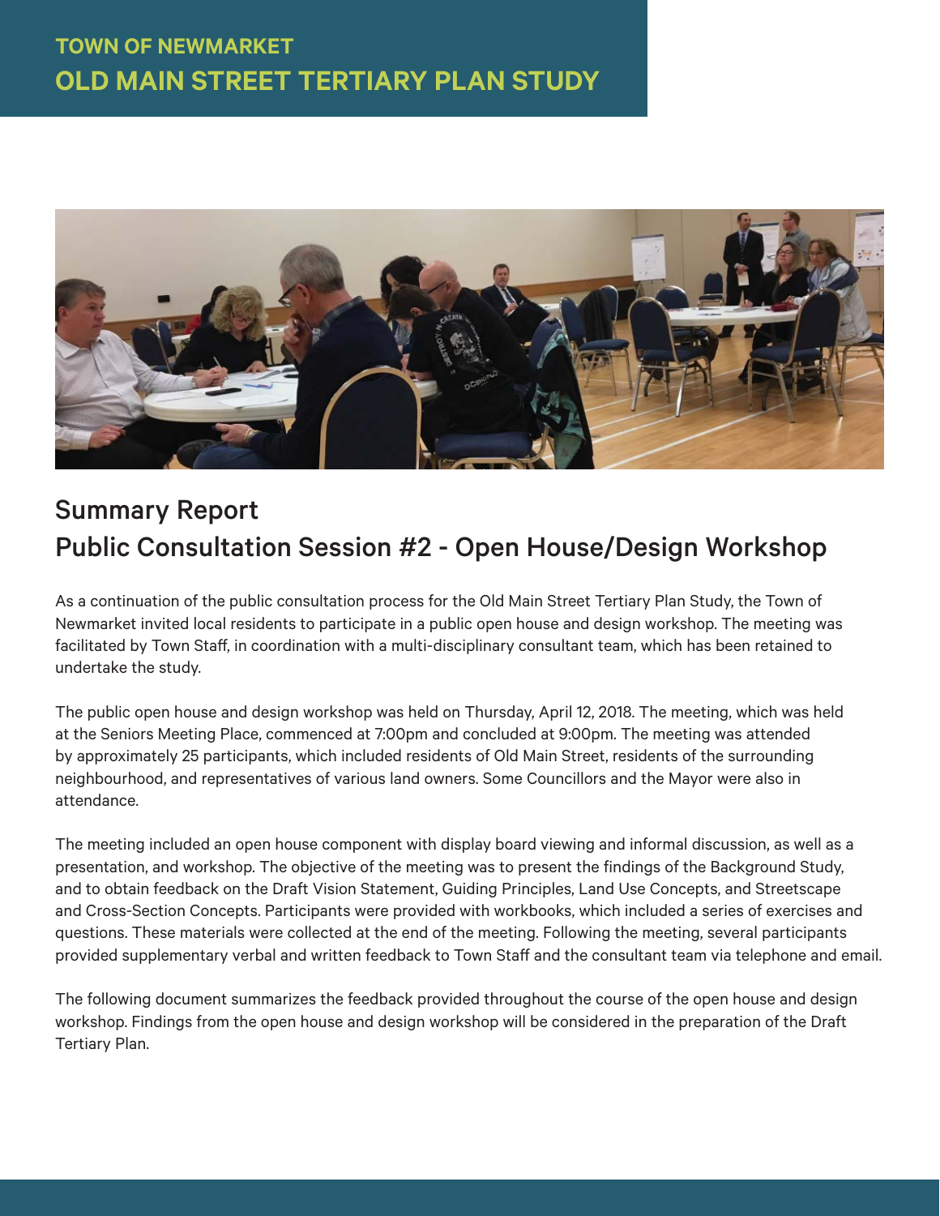# TOWN OF NEWMARKET
# OLD MAIN STREET TERTIARY PLAN STUDY

## Summary Report
## Public Consultation Session #2 - Open House/Design Workshop

As a continuation of the public consultation process for the Old Main Street Tertiary Plan Study, the Town of Newmarket invited local residents to participate in a public open house and design workshop. The meeting was facilitated by Town Staff, in coordination with a multi-disciplinary consultant team, which has been retained to undertake the study.

The public open house and design workshop was held on Thursday, April 12, 2018. The meeting, which was held at the Seniors Meeting Place, commenced at 7:00pm and concluded at 9:00pm. The meeting was attended by approximately 25 participants, which included residents of Old Main Street, residents of the surrounding neighbourhood, and representatives of various land owners. Some Councillors and the Mayor were also in attendance.

The meeting included an open house component with display board viewing and informal discussion, as well as a presentation, and workshop. The objective of the meeting was to present the findings of the Background Study, and to obtain feedback on the Draft Vision Statement, Guiding Principles, Land Use Concepts, and Streetscape and Cross-Section Concepts. Participants were provided with workbooks, which included a series of exercises and questions. These materials were collected at the end of the meeting. Following the meeting, several participants provided supplementary verbal and written feedback to Town Staff and the consultant team via telephone and email.

The following document summarizes the feedback provided throughout the course of the open house and design workshop. Findings from the open house and design workshop will be considered in the preparation of the Draft Tertiary Plan.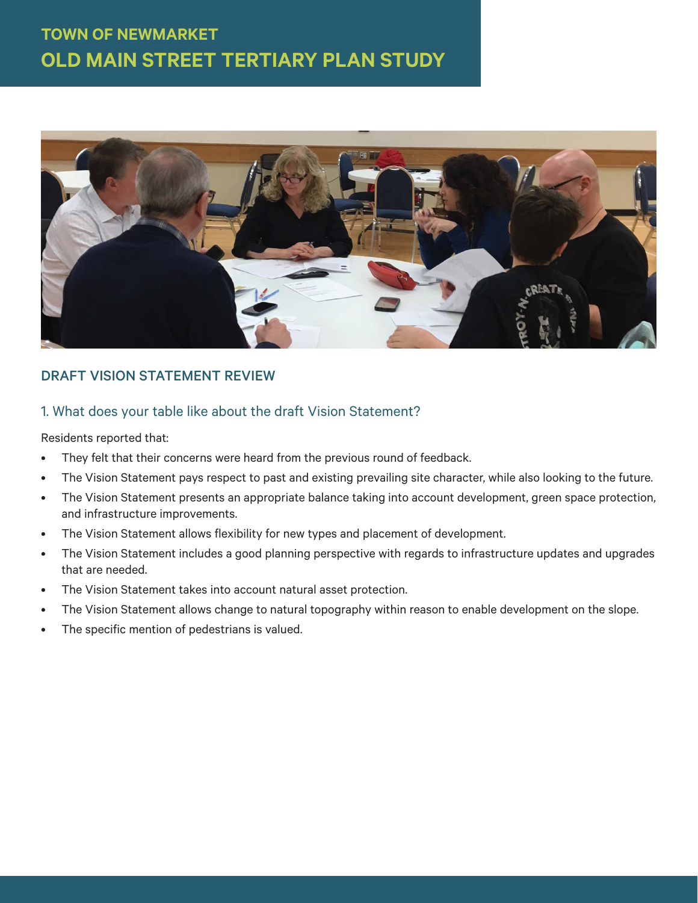# TOWN OF NEWMARKET
# OLD MAIN STREET TERTIARY PLAN STUDY

## DRAFT VISION STATEMENT REVIEW

### 1. What does your table like about the draft Vision Statement?

Residents reported that:

- They felt that their concerns were heard from the previous round of feedback.
- The Vision Statement pays respect to past and existing prevailing site character, while also looking to the future.
- The Vision Statement presents an appropriate balance taking into account development, green space protection, and infrastructure improvements.
- The Vision Statement allows flexibility for new types and placement of development.
- The Vision Statement includes a good planning perspective with regards to infrastructure updates and upgrades that are needed.
- The Vision Statement takes into account natural asset protection.
- The Vision Statement allows change to natural topography within reason to enable development on the slope.
- The specific mention of pedestrians is valued.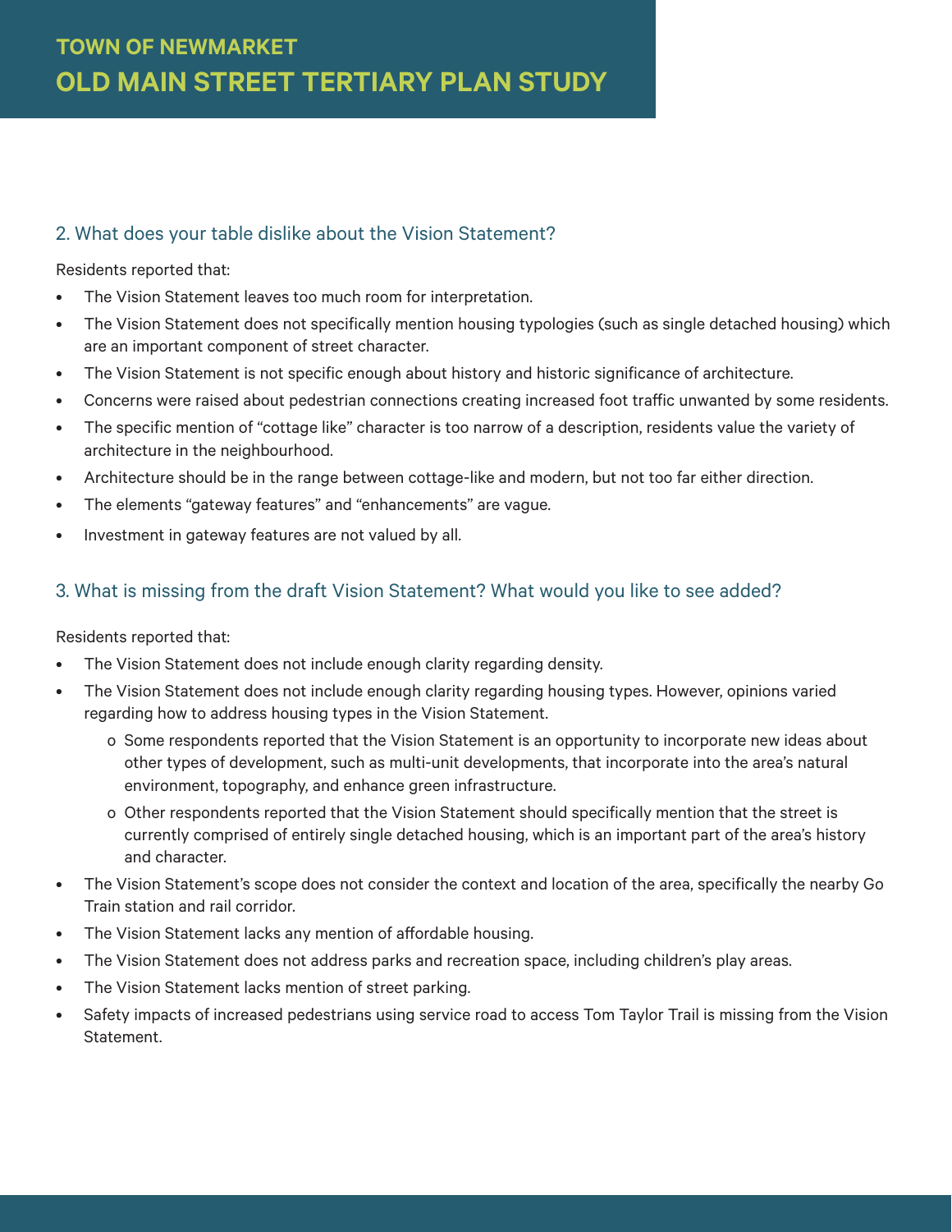## 2. What does your table dislike about the Vision Statement?

Residents reported that:

- The Vision Statement leaves too much room for interpretation.
- The Vision Statement does not specifically mention housing typologies (such as single detached housing) which are an important component of street character.
- The Vision Statement is not specific enough about history and historic significance of architecture.
- Concerns were raised about pedestrian connections creating increased foot traffic unwanted by some residents.
- The specific mention of "cottage like" character is too narrow of a description, residents value the variety of architecture in the neighbourhood.
- Architecture should be in the range between cottage-like and modern, but not too far either direction.
- The elements "gateway features" and "enhancements" are vague.
- Investment in gateway features are not valued by all.

## 3. What is missing from the draft Vision Statement? What would you like to see added?

Residents reported that:

- The Vision Statement does not include enough clarity regarding density.
- The Vision Statement does not include enough clarity regarding housing types. However, opinions varied regarding how to address housing types in the Vision Statement.
  - Some respondents reported that the Vision Statement is an opportunity to incorporate new ideas about other types of development, such as multi-unit developments, that incorporate into the area's natural environment, topography, and enhance green infrastructure.
  - Other respondents reported that the Vision Statement should specifically mention that the street is currently comprised of entirely single detached housing, which is an important part of the area's history and character.
- The Vision Statement's scope does not consider the context and location of the area, specifically the nearby Go Train station and rail corridor.
- The Vision Statement lacks any mention of affordable housing.
- The Vision Statement does not address parks and recreation space, including children's play areas.
- The Vision Statement lacks mention of street parking.
- Safety impacts of increased pedestrians using service road to access Tom Taylor Trail is missing from the Vision Statement.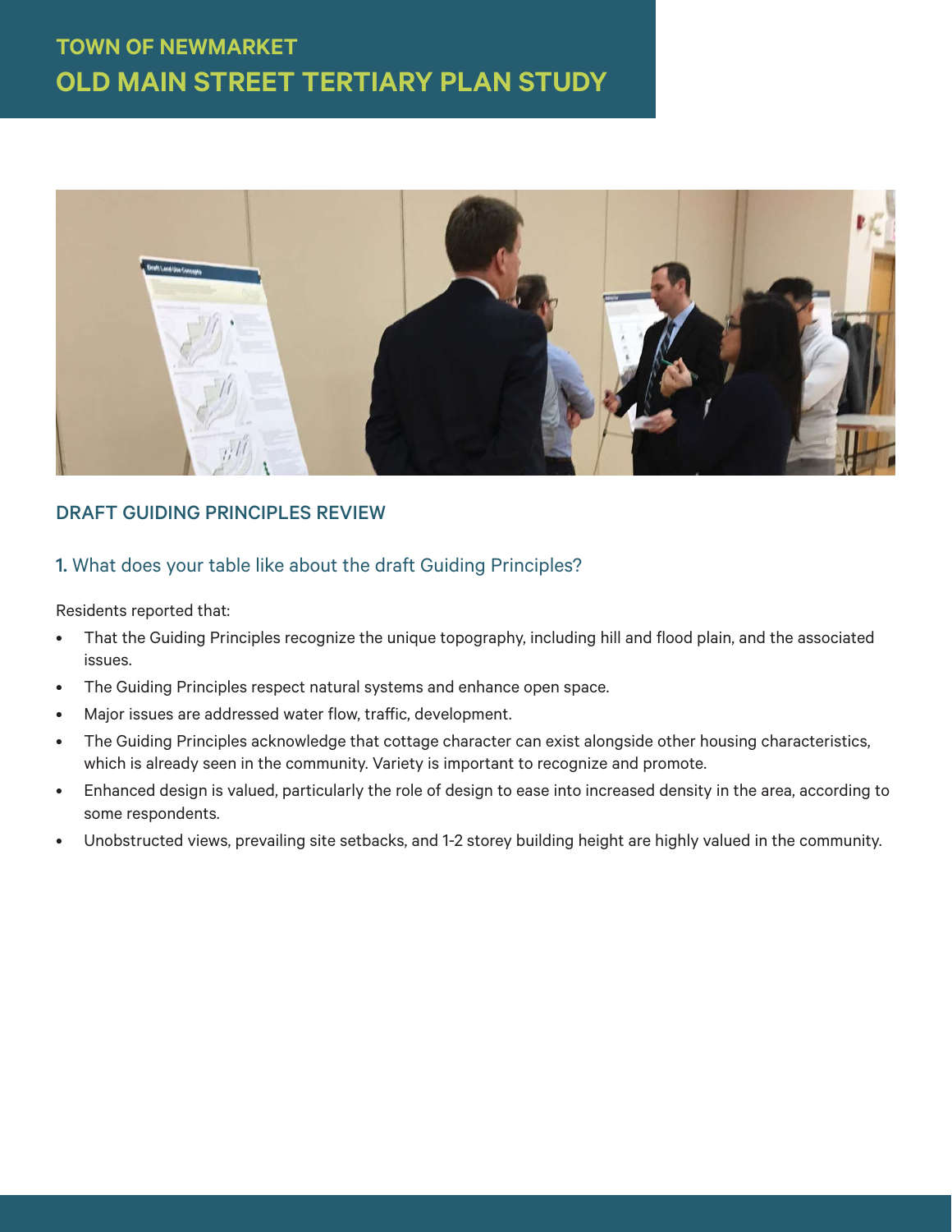## DRAFT GUIDING PRINCIPLES REVIEW

### 1. What does your table like about the draft Guiding Principles?

Residents reported that:

- That the Guiding Principles recognize the unique topography, including hill and flood plain, and the associated issues.
- The Guiding Principles respect natural systems and enhance open space.
- Major issues are addressed water flow, traffic, development.
- The Guiding Principles acknowledge that cottage character can exist alongside other housing characteristics, which is already seen in the community. Variety is important to recognize and promote.
- Enhanced design is valued, particularly the role of design to ease into increased density in the area, according to some respondents.
- Unobstructed views, prevailing site setbacks, and 1-2 storey building height are highly valued in the community.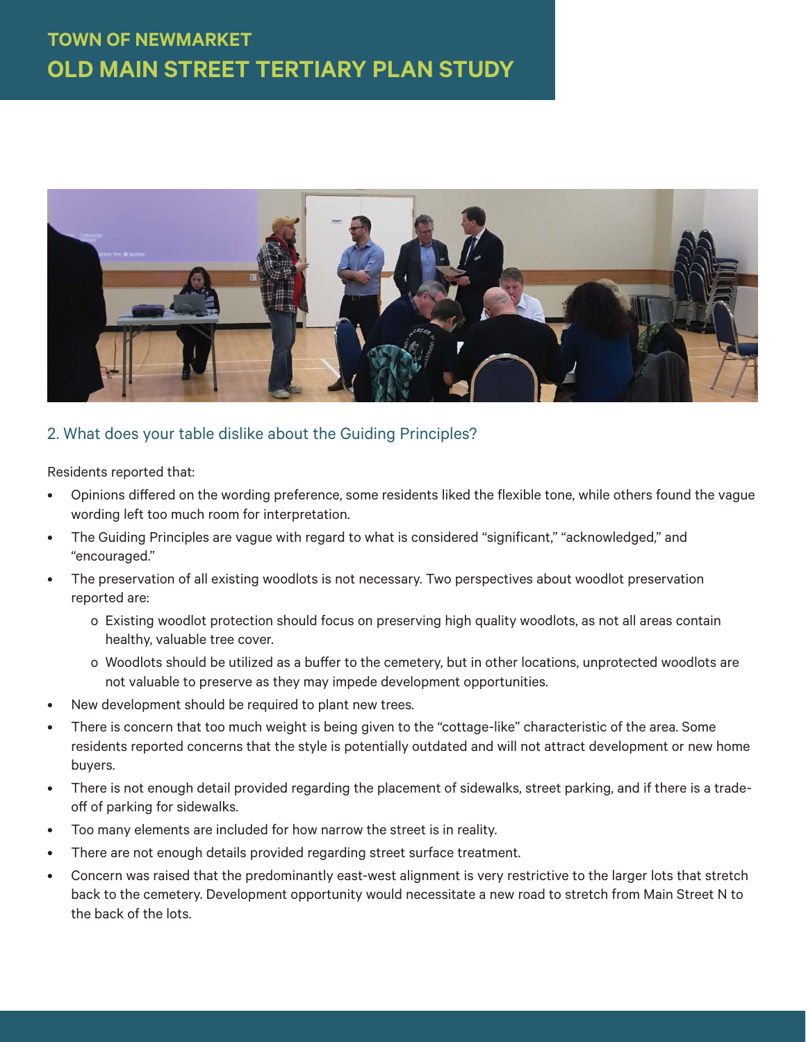## 2. What does your table dislike about the Guiding Principles?

Residents reported that:

- Opinions differed on the wording preference, some residents liked the flexible tone, while others found the vague wording left too much room for interpretation.
- The Guiding Principles are vague with regard to what is considered "significant," "acknowledged," and "encouraged."
- The preservation of all existing woodlots is not necessary. Two perspectives about woodlot preservation reported are:
  - Existing woodlot protection should focus on preserving high quality woodlots, as not all areas contain healthy, valuable tree cover.
  - Woodlots should be utilized as a buffer to the cemetery, but in other locations, unprotected woodlots are not valuable to preserve as they may impede development opportunities.
- New development should be required to plant new trees.
- There is concern that too much weight is being given to the "cottage-like" characteristic of the area. Some residents reported concerns that the style is potentially outdated and will not attract development or new home buyers.
- There is not enough detail provided regarding the placement of sidewalks, street parking, and if there is a trade-off of parking for sidewalks.
- Too many elements are included for how narrow the street is in reality.
- There are not enough details provided regarding street surface treatment.
- Concern was raised that the predominantly east-west alignment is very restrictive to the larger lots that stretch back to the cemetery. Development opportunity would necessitate a new road to stretch from Main Street N to the back of the lots.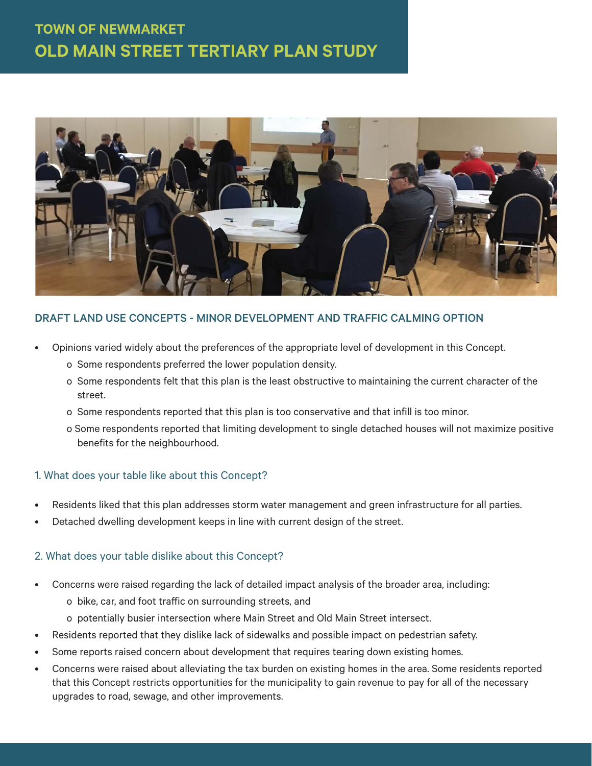# TOWN OF NEWMARKET
# OLD MAIN STREET TERTIARY PLAN STUDY

## DRAFT LAND USE CONCEPTS - MINOR DEVELOPMENT AND TRAFFIC CALMING OPTION

- Opinions varied widely about the preferences of the appropriate level of development in this Concept.
  - Some respondents preferred the lower population density.
  - Some respondents felt that this plan is the least obstructive to maintaining the current character of the street.
  - Some respondents reported that this plan is too conservative and that infill is too minor.
  - Some respondents reported that limiting development to single detached houses will not maximize positive benefits for the neighbourhood.

### 1. What does your table like about this Concept?

- Residents liked that this plan addresses storm water management and green infrastructure for all parties.
- Detached dwelling development keeps in line with current design of the street.

### 2. What does your table dislike about this Concept?

- Concerns were raised regarding the lack of detailed impact analysis of the broader area, including:
  - bike, car, and foot traffic on surrounding streets, and
  - potentially busier intersection where Main Street and Old Main Street intersect.
- Residents reported that they dislike lack of sidewalks and possible impact on pedestrian safety.
- Some reports raised concern about development that requires tearing down existing homes.
- Concerns were raised about alleviating the tax burden on existing homes in the area. Some residents reported that this Concept restricts opportunities for the municipality to gain revenue to pay for all of the necessary upgrades to road, sewage, and other improvements.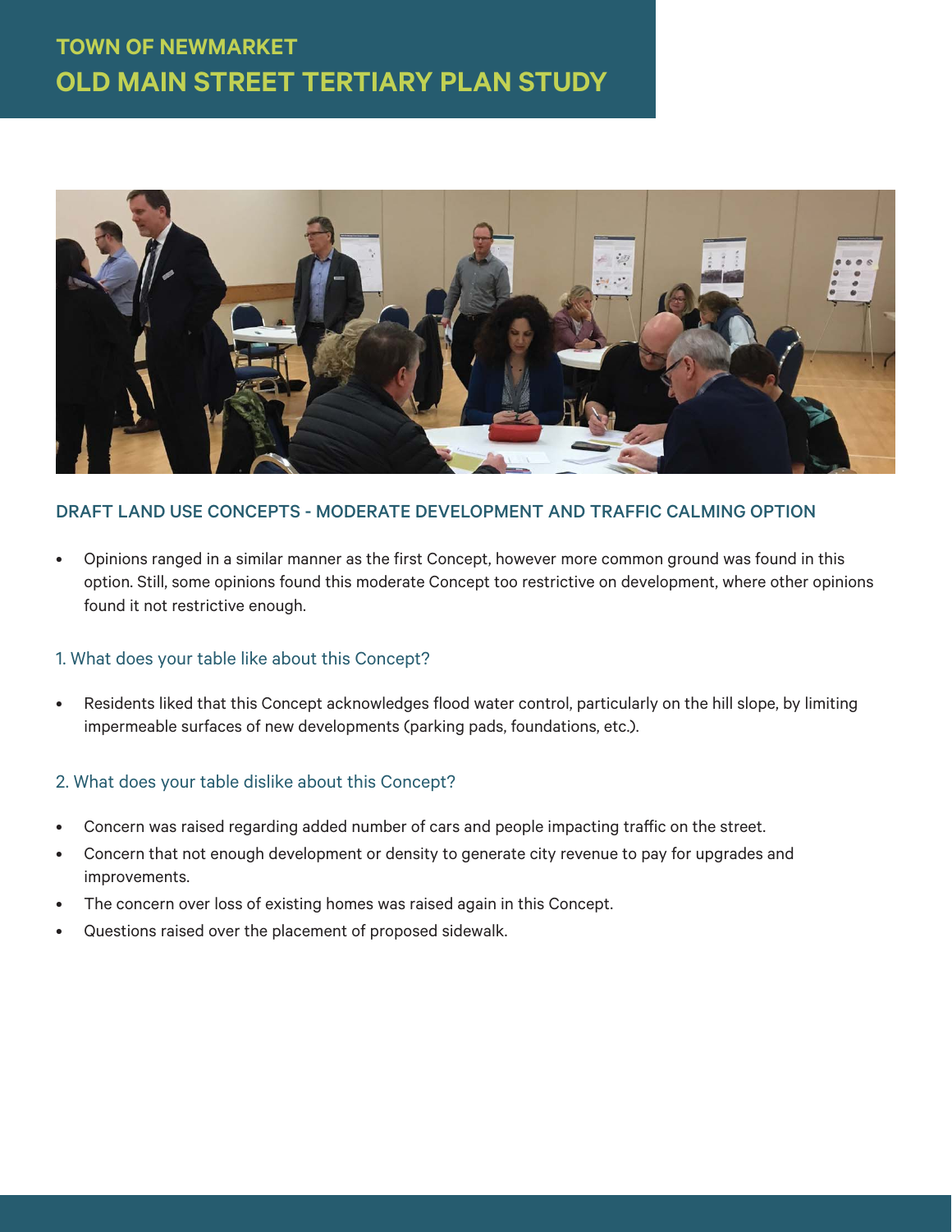# TOWN OF NEWMARKET
## OLD MAIN STREET TERTIARY PLAN STUDY

### DRAFT LAND USE CONCEPTS - MODERATE DEVELOPMENT AND TRAFFIC CALMING OPTION

- Opinions ranged in a similar manner as the first Concept, however more common ground was found in this option. Still, some opinions found this moderate Concept too restrictive on development, where other opinions found it not restrictive enough.

#### 1. What does your table like about this Concept?

- Residents liked that this Concept acknowledges flood water control, particularly on the hill slope, by limiting impermeable surfaces of new developments (parking pads, foundations, etc.).

#### 2. What does your table dislike about this Concept?

- Concern was raised regarding added number of cars and people impacting traffic on the street.
- Concern that not enough development or density to generate city revenue to pay for upgrades and improvements.
- The concern over loss of existing homes was raised again in this Concept.
- Questions raised over the placement of proposed sidewalk.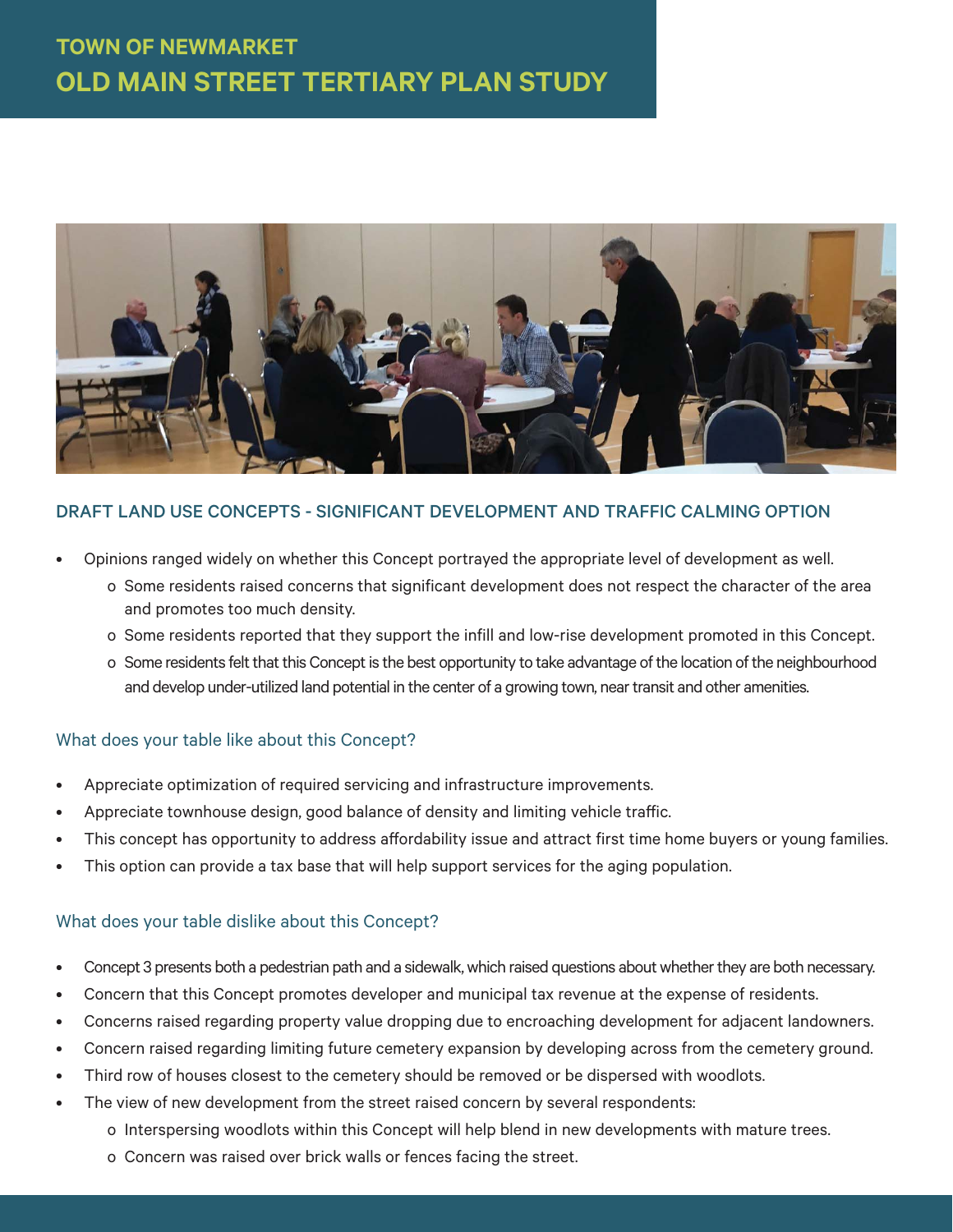## TOWN OF NEWMARKET
# OLD MAIN STREET TERTIARY PLAN STUDY

### DRAFT LAND USE CONCEPTS - SIGNIFICANT DEVELOPMENT AND TRAFFIC CALMING OPTION

- Opinions ranged widely on whether this Concept portrayed the appropriate level of development as well.
  - Some residents raised concerns that significant development does not respect the character of the area and promotes too much density.
  - Some residents reported that they support the infill and low-rise development promoted in this Concept.
  - Some residents felt that this Concept is the best opportunity to take advantage of the location of the neighbourhood and develop under-utilized land potential in the center of a growing town, near transit and other amenities.

### What does your table like about this Concept?

- Appreciate optimization of required servicing and infrastructure improvements.
- Appreciate townhouse design, good balance of density and limiting vehicle traffic.
- This concept has opportunity to address affordability issue and attract first time home buyers or young families.
- This option can provide a tax base that will help support services for the aging population.

### What does your table dislike about this Concept?

- Concept 3 presents both a pedestrian path and a sidewalk, which raised questions about whether they are both necessary.
- Concern that this Concept promotes developer and municipal tax revenue at the expense of residents.
- Concerns raised regarding property value dropping due to encroaching development for adjacent landowners.
- Concern raised regarding limiting future cemetery expansion by developing across from the cemetery ground.
- Third row of houses closest to the cemetery should be removed or be dispersed with woodlots.
- The view of new development from the street raised concern by several respondents:
  - Interspersing woodlots within this Concept will help blend in new developments with mature trees.
  - Concern was raised over brick walls or fences facing the street.